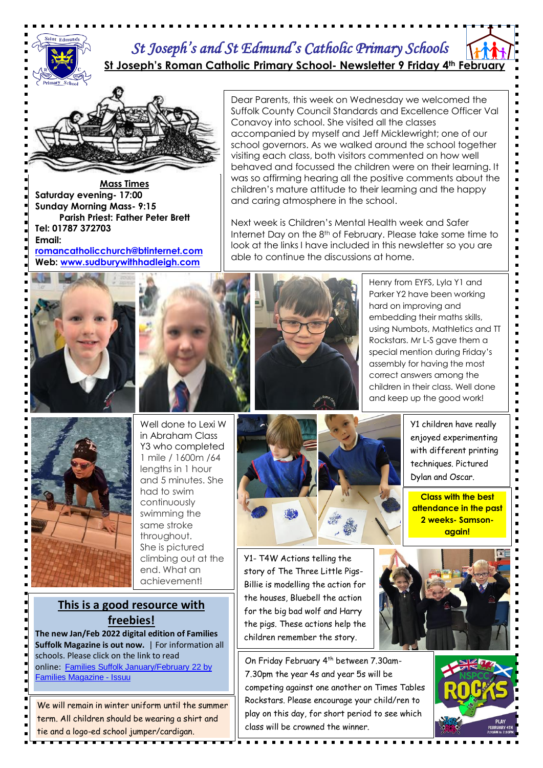# St Joseph's and St Edmund's Catholic Primary Schools

## St Joseph's Roman Catholic Primary School- Newsletter 9 Friday 4th February

**Mass Times**

**Saturday evening- 17:00**
**Sunday Morning Mass- 9:15**
**Parish Priest: Father Peter Brett**
**Tel: 01787 372703**
**Email:** romancatholicchurch@btinternet.com
**Web:** www.sudburywithhadleigh.com

Dear Parents, this week on Wednesday we welcomed the Suffolk County Council Standards and Excellence Officer Val Conavoy into school. She visited all the classes accompanied by myself and Jeff Micklewright; one of our school governors. As we walked around the school together visiting each class, both visitors commented on how well behaved and focussed the children were on their learning. It was so affirming hearing all the positive comments about the children's mature attitude to their learning and the happy and caring atmosphere in the school.

Next week is Children's Mental Health week and Safer Internet Day on the 8th of February. Please take some time to look at the links I have included in this newsletter so you are able to continue the discussions at home.

Henry from EYFS, Lyla Y1 and Parker Y2 have been working hard on improving and embedding their maths skills, using Numbots, Mathletics and TT Rockstars. Mr L-S gave them a special mention during Friday's assembly for having the most correct answers among the children in their class. Well done and keep up the good work!

Well done to Lexi W in Abraham Class Y3 who completed 1 mile / 1600m /64 lengths in 1 hour and 5 minutes. She had to swim continuously swimming the same stroke throughout. She is pictured climbing out at the end. What an achievement!

Y1 children have really enjoyed experimenting with different printing techniques. Pictured Dylan and Oscar.

**Class with the best attendance in the past 2 weeks- Samson- again!**

Y1- T4W Actions telling the story of The Three Little Pigs- Billie is modelling the action for the houses, Bluebell the action for the big bad wolf and Harry the pigs. These actions help the children remember the story.

## This is a good resource with freebies!

**The new Jan/Feb 2022 digital edition of Families Suffolk Magazine is out now.** | For information all schools. Please click on the link to read online: Families Suffolk January/February 22 by Families Magazine - Issuu

We will remain in winter uniform until the summer term. All children should be wearing a shirt and tie and a logo-ed school jumper/cardigan.

On Friday February 4th between 7.30am-7.30pm the year 4s and year 5s will be competing against one another on Times Tables Rockstars. Please encourage your child/ren to play on this day, for short period to see which class will be crowned the winner.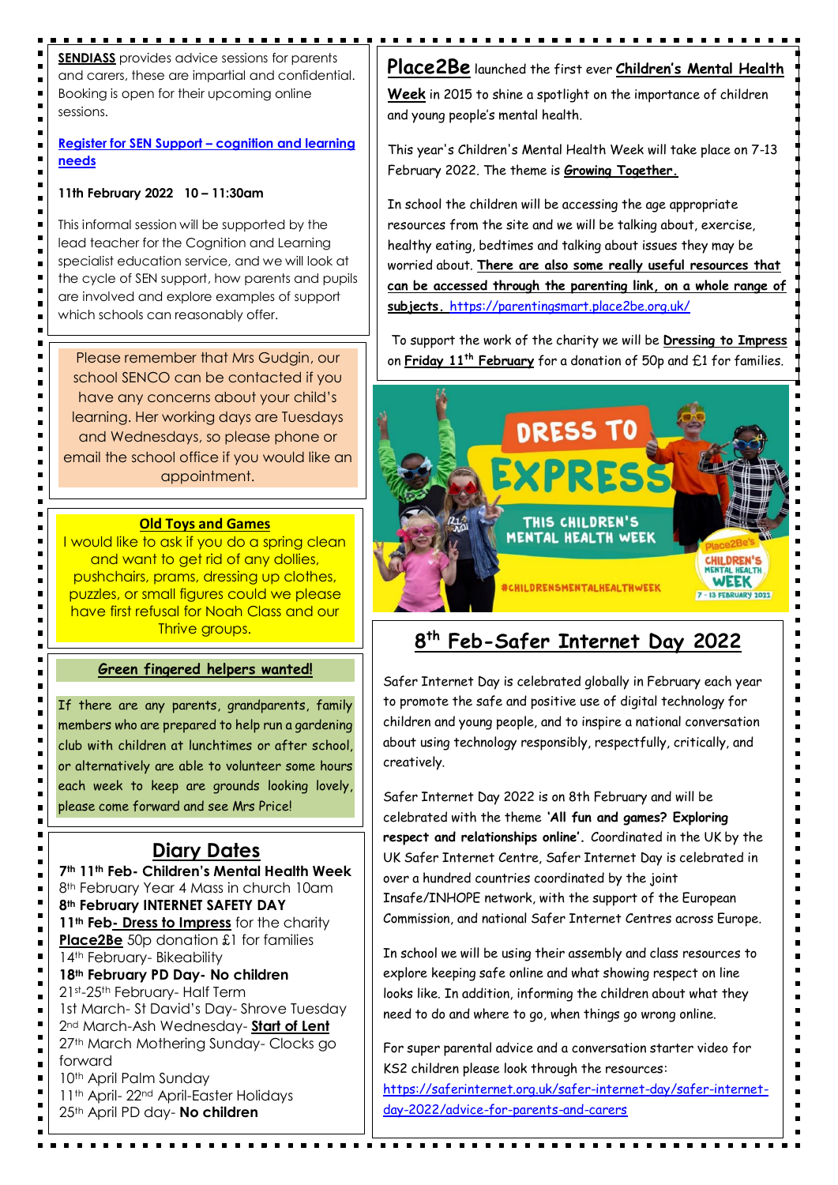**SENDIASS** provides advice sessions for parents and carers, these are impartial and confidential. Booking is open for their upcoming online sessions.

**Register for SEN Support – cognition and learning needs**

**11th February 2022 10 – 11:30am**

This informal session will be supported by the lead teacher for the Cognition and Learning specialist education service, and we will look at the cycle of SEN support, how parents and pupils are involved and explore examples of support which schools can reasonably offer.

Please remember that Mrs Gudgin, our school SENCO can be contacted if you have any concerns about your child's learning. Her working days are Tuesdays and Wednesdays, so please phone or email the school office if you would like an appointment.

**Old Toys and Games**

I would like to ask if you do a spring clean and want to get rid of any dollies, pushchairs, prams, dressing up clothes, puzzles, or small figures could we please have first refusal for Noah Class and our Thrive groups.

**Green fingered helpers wanted!**

If there are any parents, grandparents, family members who are prepared to help run a gardening club with children at lunchtimes or after school, or alternatively are able to volunteer some hours each week to keep are grounds looking lovely, please come forward and see Mrs Price!

## Diary Dates

**7th 11th Feb- Children's Mental Health Week**
8th February Year 4 Mass in church 10am
**8th February INTERNET SAFETY DAY**
**11th Feb- Dress to Impress** for the charity **Place2Be** 50p donation £1 for families
14th February- Bikeability
**18th February PD Day- No children**
21st-25th February- Half Term
1st March- St David's Day- Shrove Tuesday
2nd March-Ash Wednesday- **Start of Lent**
27th March Mothering Sunday- Clocks go forward
10th April Palm Sunday
11th April- 22nd April-Easter Holidays
25th April PD day- **No children**

**Place2Be** launched the first ever **Children's Mental Health Week** in 2015 to shine a spotlight on the importance of children and young people's mental health.

This year's Children's Mental Health Week will take place on 7-13 February 2022. The theme is **Growing Together.**

In school the children will be accessing the age appropriate resources from the site and we will be talking about, exercise, healthy eating, bedtimes and talking about issues they may be worried about. **There are also some really useful resources that can be accessed through the parenting link, on a whole range of subjects.** https://parentingsmart.place2be.org.uk/

To support the work of the charity we will be **Dressing to Impress** on **Friday 11th February** for a donation of 50p and £1 for families.

DRESS TO EXPRESS
THIS CHILDREN'S MENTAL HEALTH WEEK
#CHILDRENSMENTALHEALTHWEEK
Place2Be's CHILDREN'S MENTAL HEALTH WEEK 7 - 13 FEBRUARY 2022

## 8th Feb-Safer Internet Day 2022

Safer Internet Day is celebrated globally in February each year to promote the safe and positive use of digital technology for children and young people, and to inspire a national conversation about using technology responsibly, respectfully, critically, and creatively.

Safer Internet Day 2022 is on 8th February and will be celebrated with the theme **'All fun and games? Exploring respect and relationships online'.** Coordinated in the UK by the UK Safer Internet Centre, Safer Internet Day is celebrated in over a hundred countries coordinated by the joint Insafe/INHOPE network, with the support of the European Commission, and national Safer Internet Centres across Europe.

In school we will be using their assembly and class resources to explore keeping safe online and what showing respect on line looks like. In addition, informing the children about what they need to do and where to go, when things go wrong online.

For super parental advice and a conversation starter video for KS2 children please look through the resources:
https://saferinternet.org.uk/safer-internet-day/safer-internet-day-2022/advice-for-parents-and-carers